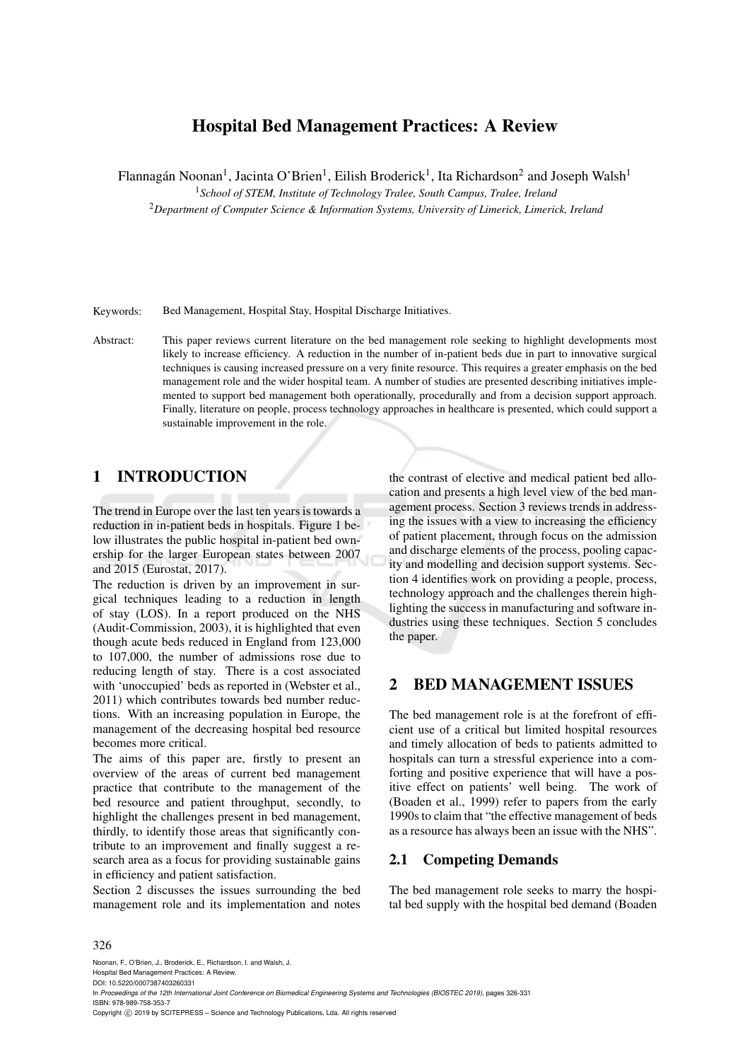# Hospital Bed Management Practices: A Review

Flannagán Noonan[1], Jacinta O'Brien[1], Eilish Broderick[1], Ita Richardson[2] and Joseph Walsh[1]

[1] *School of STEM, Institute of Technology Tralee, South Campus, Tralee, Ireland*

[2] *Department of Computer Science & Information Systems, University of Limerick, Limerick, Ireland*

Keywords: Bed Management, Hospital Stay, Hospital Discharge Initiatives.

Abstract: This paper reviews current literature on the bed management role seeking to highlight developments most likely to increase efficiency. A reduction in the number of in-patient beds due in part to innovative surgical techniques is causing increased pressure on a very finite resource. This requires a greater emphasis on the bed management role and the wider hospital team. A number of studies are presented describing initiatives implemented to support bed management both operationally, procedurally and from a decision support approach. Finally, literature on people, process technology approaches in healthcare is presented, which could support a sustainable improvement in the role.

## 1 INTRODUCTION

The trend in Europe over the last ten years is towards a reduction in in-patient beds in hospitals. Figure 1 below illustrates the public hospital in-patient bed ownership for the larger European states between 2007 and 2015 (Eurostat, 2017).

The reduction is driven by an improvement in surgical techniques leading to a reduction in length of stay (LOS). In a report produced on the NHS (Audit-Commission, 2003), it is highlighted that even though acute beds reduced in England from 123,000 to 107,000, the number of admissions rose due to reducing length of stay. There is a cost associated with 'unoccupied' beds as reported in (Webster et al., 2011) which contributes towards bed number reductions. With an increasing population in Europe, the management of the decreasing hospital bed resource becomes more critical.

The aims of this paper are, firstly to present an overview of the areas of current bed management practice that contribute to the management of the bed resource and patient throughput, secondly, to highlight the challenges present in bed management, thirdly, to identify those areas that significantly contribute to an improvement and finally suggest a research area as a focus for providing sustainable gains in efficiency and patient satisfaction.

Section 2 discusses the issues surrounding the bed management role and its implementation and notes the contrast of elective and medical patient bed allocation and presents a high level view of the bed management process. Section 3 reviews trends in addressing the issues with a view to increasing the efficiency of patient placement, through focus on the admission and discharge elements of the process, pooling capacity and modelling and decision support systems. Section 4 identifies work on providing a people, process, technology approach and the challenges therein highlighting the success in manufacturing and software industries using these techniques. Section 5 concludes the paper.

## 2 BED MANAGEMENT ISSUES

The bed management role is at the forefront of efficient use of a critical but limited hospital resources and timely allocation of beds to patients admitted to hospitals can turn a stressful experience into a comforting and positive experience that will have a positive effect on patients' well being. The work of (Boaden et al., 1999) refer to papers from the early 1990s to claim that "the effective management of beds as a resource has always been an issue with the NHS".

### 2.1 Competing Demands

The bed management role seeks to marry the hospital bed supply with the hospital bed demand (Boaden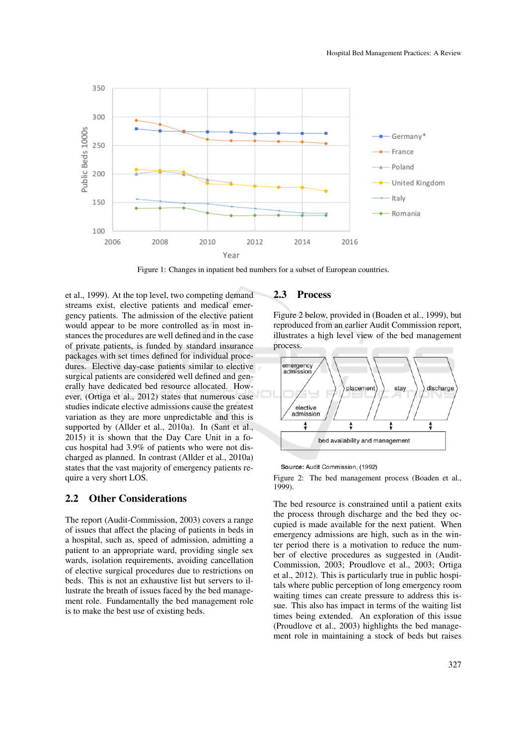Figure 1: Changes in inpatient bed numbers for a subset of European countries.

et al., 1999). At the top level, two competing demand streams exist, elective patients and medical emergency patients. The admission of the elective patient would appear to be more controlled as in most instances the procedures are well defined and in the case of private patients, is funded by standard insurance packages with set times defined for individual procedures. Elective day-case patients similar to elective surgical patients are considered well defined and generally have dedicated bed resource allocated. However, (Ortiga et al., 2012) states that numerous case studies indicate elective admissions cause the greatest variation as they are more unpredictable and this is supported by (Allder et al., 2010a). In (Sant et al., 2015) it is shown that the Day Care Unit in a focus hospital had 3.9% of patients who were not discharged as planned. In contrast (Allder et al., 2010a) states that the vast majority of emergency patients require a very short LOS.

## 2.2 Other Considerations

The report (Audit-Commission, 2003) covers a range of issues that affect the placing of patients in beds in a hospital, such as, speed of admission, admitting a patient to an appropriate ward, providing single sex wards, isolation requirements, avoiding cancellation of elective surgical procedures due to restrictions on beds. This is not an exhaustive list but servers to illustrate the breath of issues faced by the bed management role. Fundamentally the bed management role is to make the best use of existing beds.

## 2.3 Process

Figure 2 below, provided in (Boaden et al., 1999), but reproduced from an earlier Audit Commission report, illustrates a high level view of the bed management process.

Source: Audit Commission, (1992)

Figure 2: The bed management process (Boaden et al., 1999).

The bed resource is constrained until a patient exits the process through discharge and the bed they occupied is made available for the next patient. When emergency admissions are high, such as in the winter period there is a motivation to reduce the number of elective procedures as suggested in (Audit-Commission, 2003; Proudlove et al., 2003; Ortiga et al., 2012). This is particularly true in public hospitals where public perception of long emergency room waiting times can create pressure to address this issue. This also has impact in terms of the waiting list times being extended. An exploration of this issue (Proudlove et al., 2003) highlights the bed management role in maintaining a stock of beds but raises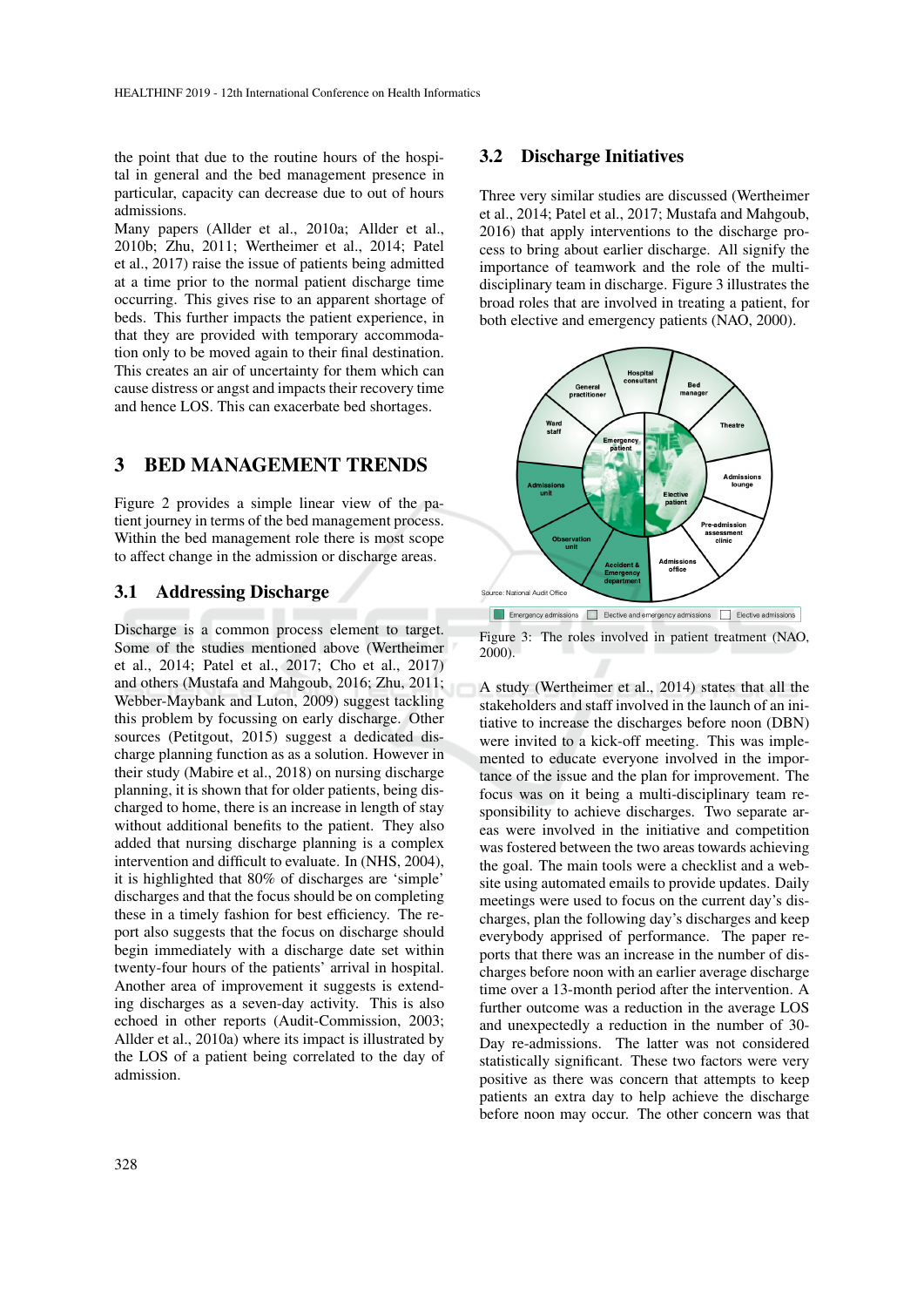the point that due to the routine hours of the hospital in general and the bed management presence in particular, capacity can decrease due to out of hours admissions.

Many papers (Allder et al., 2010a; Allder et al., 2010b; Zhu, 2011; Wertheimer et al., 2014; Patel et al., 2017) raise the issue of patients being admitted at a time prior to the normal patient discharge time occurring. This gives rise to an apparent shortage of beds. This further impacts the patient experience, in that they are provided with temporary accommodation only to be moved again to their final destination. This creates an air of uncertainty for them which can cause distress or angst and impacts their recovery time and hence LOS. This can exacerbate bed shortages.

# 3 BED MANAGEMENT TRENDS

Figure 2 provides a simple linear view of the patient journey in terms of the bed management process. Within the bed management role there is most scope to affect change in the admission or discharge areas.

## 3.1 Addressing Discharge

Discharge is a common process element to target. Some of the studies mentioned above (Wertheimer et al., 2014; Patel et al., 2017; Cho et al., 2017) and others (Mustafa and Mahgoub, 2016; Zhu, 2011; Webber-Maybank and Luton, 2009) suggest tackling this problem by focussing on early discharge. Other sources (Petitgout, 2015) suggest a dedicated discharge planning function as as a solution. However in their study (Mabire et al., 2018) on nursing discharge planning, it is shown that for older patients, being discharged to home, there is an increase in length of stay without additional benefits to the patient. They also added that nursing discharge planning is a complex intervention and difficult to evaluate. In (NHS, 2004), it is highlighted that 80% of discharges are 'simple' discharges and that the focus should be on completing these in a timely fashion for best efficiency. The report also suggests that the focus on discharge should begin immediately with a discharge date set within twenty-four hours of the patients' arrival in hospital. Another area of improvement it suggests is extending discharges as a seven-day activity. This is also echoed in other reports (Audit-Commission, 2003; Allder et al., 2010a) where its impact is illustrated by the LOS of a patient being correlated to the day of admission.

## 3.2 Discharge Initiatives

Three very similar studies are discussed (Wertheimer et al., 2014; Patel et al., 2017; Mustafa and Mahgoub, 2016) that apply interventions to the discharge process to bring about earlier discharge. All signify the importance of teamwork and the role of the multi-disciplinary team in discharge. Figure 3 illustrates the broad roles that are involved in treating a patient, for both elective and emergency patients (NAO, 2000).

Figure 3: The roles involved in patient treatment (NAO, 2000).

A study (Wertheimer et al., 2014) states that all the stakeholders and staff involved in the launch of an initiative to increase the discharges before noon (DBN) were invited to a kick-off meeting. This was implemented to educate everyone involved in the importance of the issue and the plan for improvement. The focus was on it being a multi-disciplinary team responsibility to achieve discharges. Two separate areas were involved in the initiative and competition was fostered between the two areas towards achieving the goal. The main tools were a checklist and a website using automated emails to provide updates. Daily meetings were used to focus on the current day's discharges, plan the following day's discharges and keep everybody apprised of performance. The paper reports that there was an increase in the number of discharges before noon with an earlier average discharge time over a 13-month period after the intervention. A further outcome was a reduction in the average LOS and unexpectedly a reduction in the number of 30-Day re-admissions. The latter was not considered statistically significant. These two factors were very positive as there was concern that attempts to keep patients an extra day to help achieve the discharge before noon may occur. The other concern was that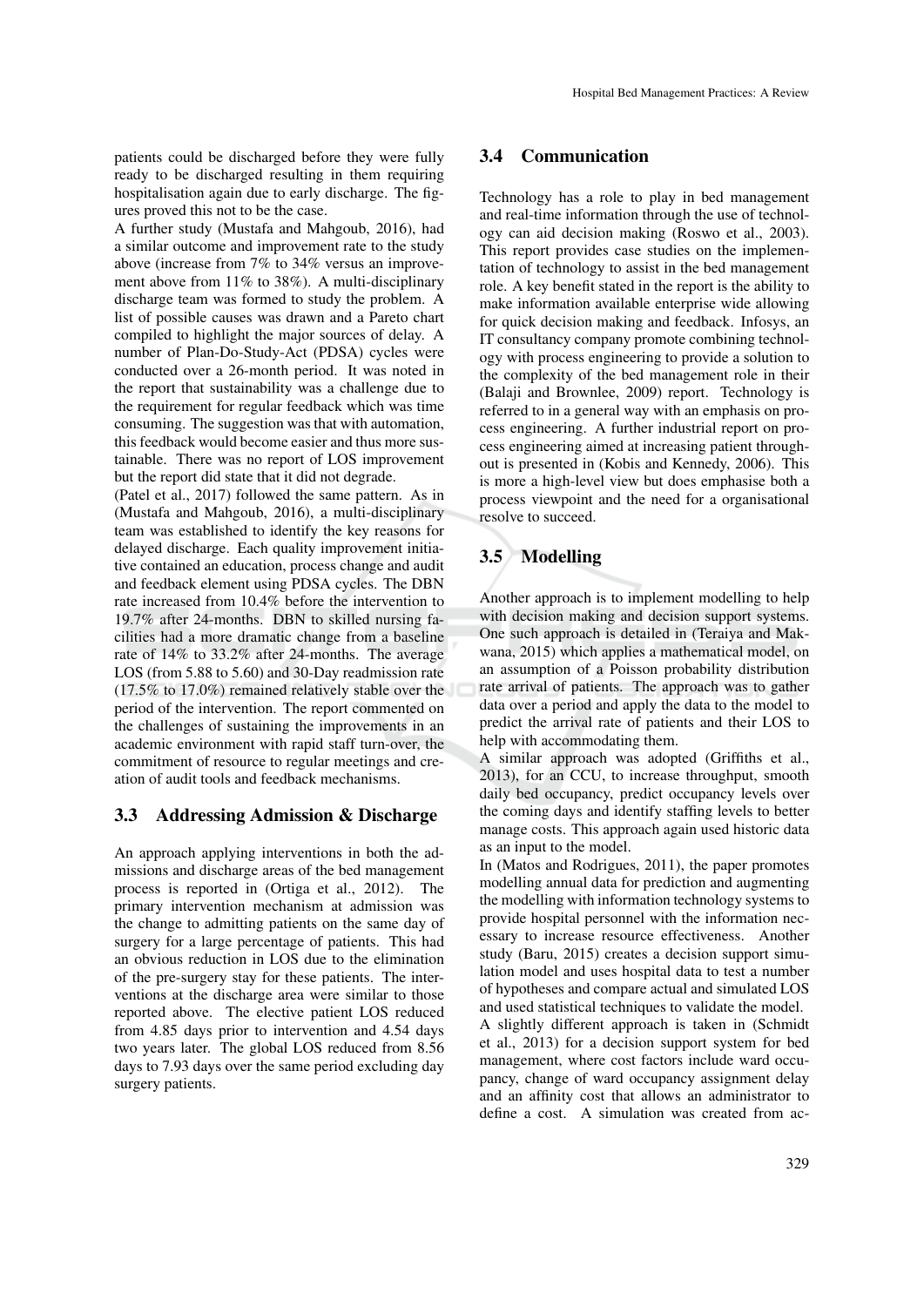patients could be discharged before they were fully ready to be discharged resulting in them requiring hospitalisation again due to early discharge. The figures proved this not to be the case.

A further study (Mustafa and Mahgoub, 2016), had a similar outcome and improvement rate to the study above (increase from 7% to 34% versus an improvement above from 11% to 38%). A multi-disciplinary discharge team was formed to study the problem. A list of possible causes was drawn and a Pareto chart compiled to highlight the major sources of delay. A number of Plan-Do-Study-Act (PDSA) cycles were conducted over a 26-month period. It was noted in the report that sustainability was a challenge due to the requirement for regular feedback which was time consuming. The suggestion was that with automation, this feedback would become easier and thus more sustainable. There was no report of LOS improvement but the report did state that it did not degrade.

(Patel et al., 2017) followed the same pattern. As in (Mustafa and Mahgoub, 2016), a multi-disciplinary team was established to identify the key reasons for delayed discharge. Each quality improvement initiative contained an education, process change and audit and feedback element using PDSA cycles. The DBN rate increased from 10.4% before the intervention to 19.7% after 24-months. DBN to skilled nursing facilities had a more dramatic change from a baseline rate of 14% to 33.2% after 24-months. The average LOS (from 5.88 to 5.60) and 30-Day readmission rate (17.5% to 17.0%) remained relatively stable over the period of the intervention. The report commented on the challenges of sustaining the improvements in an academic environment with rapid staff turn-over, the commitment of resource to regular meetings and creation of audit tools and feedback mechanisms.

### 3.3 Addressing Admission & Discharge

An approach applying interventions in both the admissions and discharge areas of the bed management process is reported in (Ortiga et al., 2012). The primary intervention mechanism at admission was the change to admitting patients on the same day of surgery for a large percentage of patients. This had an obvious reduction in LOS due to the elimination of the pre-surgery stay for these patients. The interventions at the discharge area were similar to those reported above. The elective patient LOS reduced from 4.85 days prior to intervention and 4.54 days two years later. The global LOS reduced from 8.56 days to 7.93 days over the same period excluding day surgery patients.

### 3.4 Communication

Technology has a role to play in bed management and real-time information through the use of technology can aid decision making (Roswo et al., 2003). This report provides case studies on the implementation of technology to assist in the bed management role. A key benefit stated in the report is the ability to make information available enterprise wide allowing for quick decision making and feedback. Infosys, an IT consultancy company promote combining technology with process engineering to provide a solution to the complexity of the bed management role in their (Balaji and Brownlee, 2009) report. Technology is referred to in a general way with an emphasis on process engineering. A further industrial report on process engineering aimed at increasing patient throughout is presented in (Kobis and Kennedy, 2006). This is more a high-level view but does emphasise both a process viewpoint and the need for a organisational resolve to succeed.

### 3.5 Modelling

Another approach is to implement modelling to help with decision making and decision support systems. One such approach is detailed in (Teraiya and Makwana, 2015) which applies a mathematical model, on an assumption of a Poisson probability distribution rate arrival of patients. The approach was to gather data over a period and apply the data to the model to predict the arrival rate of patients and their LOS to help with accommodating them.

A similar approach was adopted (Griffiths et al., 2013), for an CCU, to increase throughput, smooth daily bed occupancy, predict occupancy levels over the coming days and identify staffing levels to better manage costs. This approach again used historic data as an input to the model.

In (Matos and Rodrigues, 2011), the paper promotes modelling annual data for prediction and augmenting the modelling with information technology systems to provide hospital personnel with the information necessary to increase resource effectiveness. Another study (Baru, 2015) creates a decision support simulation model and uses hospital data to test a number of hypotheses and compare actual and simulated LOS and used statistical techniques to validate the model.

A slightly different approach is taken in (Schmidt et al., 2013) for a decision support system for bed management, where cost factors include ward occupancy, change of ward occupancy assignment delay and an affinity cost that allows an administrator to define a cost. A simulation was created from ac-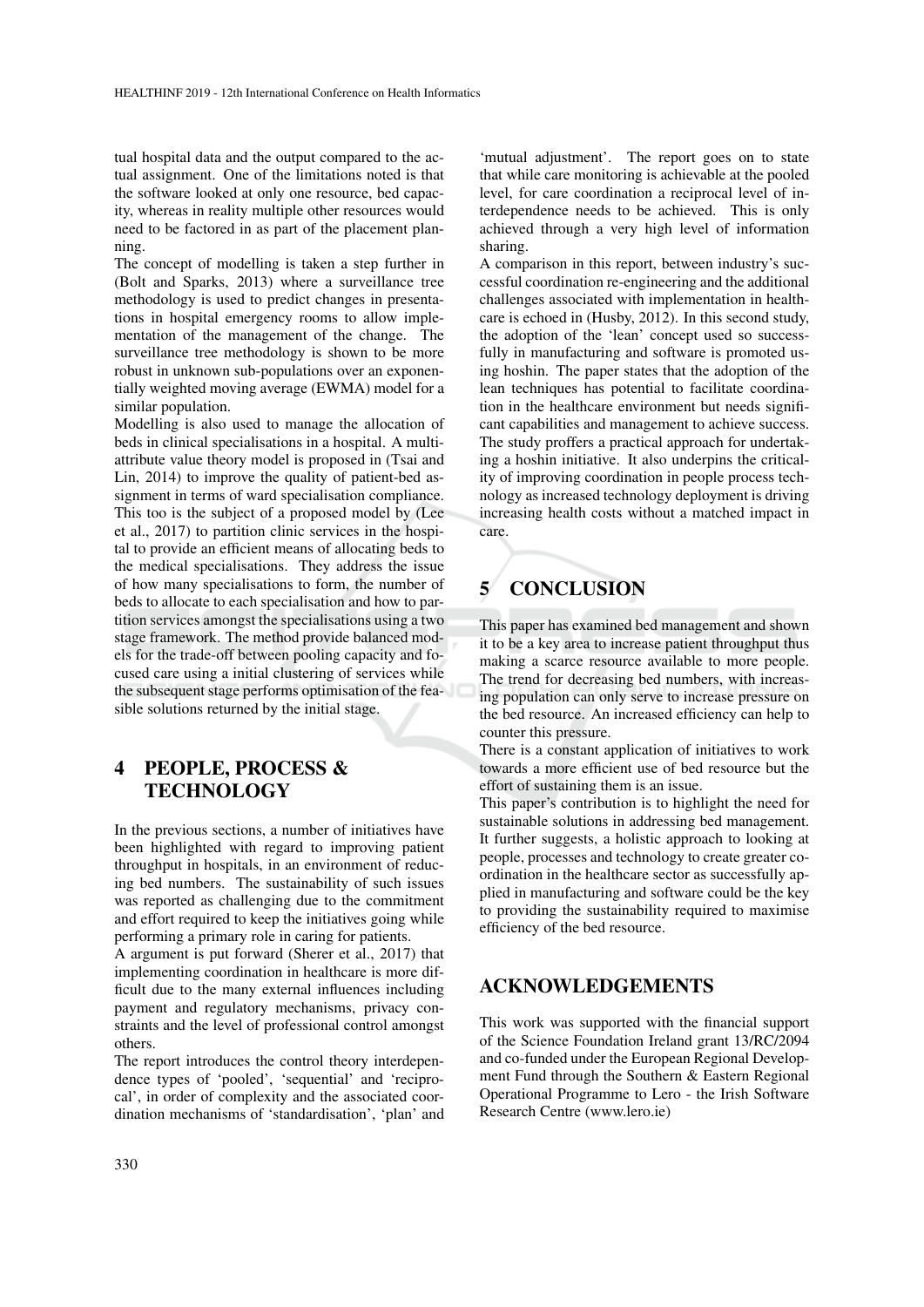tual hospital data and the output compared to the actual assignment. One of the limitations noted is that the software looked at only one resource, bed capacity, whereas in reality multiple other resources would need to be factored in as part of the placement planning.

The concept of modelling is taken a step further in (Bolt and Sparks, 2013) where a surveillance tree methodology is used to predict changes in presentations in hospital emergency rooms to allow implementation of the management of the change. The surveillance tree methodology is shown to be more robust in unknown sub-populations over an exponentially weighted moving average (EWMA) model for a similar population.

Modelling is also used to manage the allocation of beds in clinical specialisations in a hospital. A multi-attribute value theory model is proposed in (Tsai and Lin, 2014) to improve the quality of patient-bed assignment in terms of ward specialisation compliance. This too is the subject of a proposed model by (Lee et al., 2017) to partition clinic services in the hospital to provide an efficient means of allocating beds to the medical specialisations. They address the issue of how many specialisations to form, the number of beds to allocate to each specialisation and how to partition services amongst the specialisations using a two stage framework. The method provide balanced models for the trade-off between pooling capacity and focused care using a initial clustering of services while the subsequent stage performs optimisation of the feasible solutions returned by the initial stage.

## 4 PEOPLE, PROCESS & TECHNOLOGY

In the previous sections, a number of initiatives have been highlighted with regard to improving patient throughput in hospitals, in an environment of reducing bed numbers. The sustainability of such issues was reported as challenging due to the commitment and effort required to keep the initiatives going while performing a primary role in caring for patients.

A argument is put forward (Sherer et al., 2017) that implementing coordination in healthcare is more difficult due to the many external influences including payment and regulatory mechanisms, privacy constraints and the level of professional control amongst others.

The report introduces the control theory interdependence types of 'pooled', 'sequential' and 'reciprocal', in order of complexity and the associated coordination mechanisms of 'standardisation', 'plan' and 'mutual adjustment'. The report goes on to state that while care monitoring is achievable at the pooled level, for care coordination a reciprocal level of interdependence needs to be achieved. This is only achieved through a very high level of information sharing.

A comparison in this report, between industry's successful coordination re-engineering and the additional challenges associated with implementation in healthcare is echoed in (Husby, 2012). In this second study, the adoption of the 'lean' concept used so successfully in manufacturing and software is promoted using hoshin. The paper states that the adoption of the lean techniques has potential to facilitate coordination in the healthcare environment but needs significant capabilities and management to achieve success. The study proffers a practical approach for undertaking a hoshin initiative. It also underpins the criticality of improving coordination in people process technology as increased technology deployment is driving increasing health costs without a matched impact in care.

## 5 CONCLUSION

This paper has examined bed management and shown it to be a key area to increase patient throughput thus making a scarce resource available to more people. The trend for decreasing bed numbers, with increasing population can only serve to increase pressure on the bed resource. An increased efficiency can help to counter this pressure.

There is a constant application of initiatives to work towards a more efficient use of bed resource but the effort of sustaining them is an issue.

This paper's contribution is to highlight the need for sustainable solutions in addressing bed management. It further suggests, a holistic approach to looking at people, processes and technology to create greater coordination in the healthcare sector as successfully applied in manufacturing and software could be the key to providing the sustainability required to maximise efficiency of the bed resource.

## ACKNOWLEDGEMENTS

This work was supported with the financial support of the Science Foundation Ireland grant 13/RC/2094 and co-funded under the European Regional Development Fund through the Southern & Eastern Regional Operational Programme to Lero - the Irish Software Research Centre (www.lero.ie)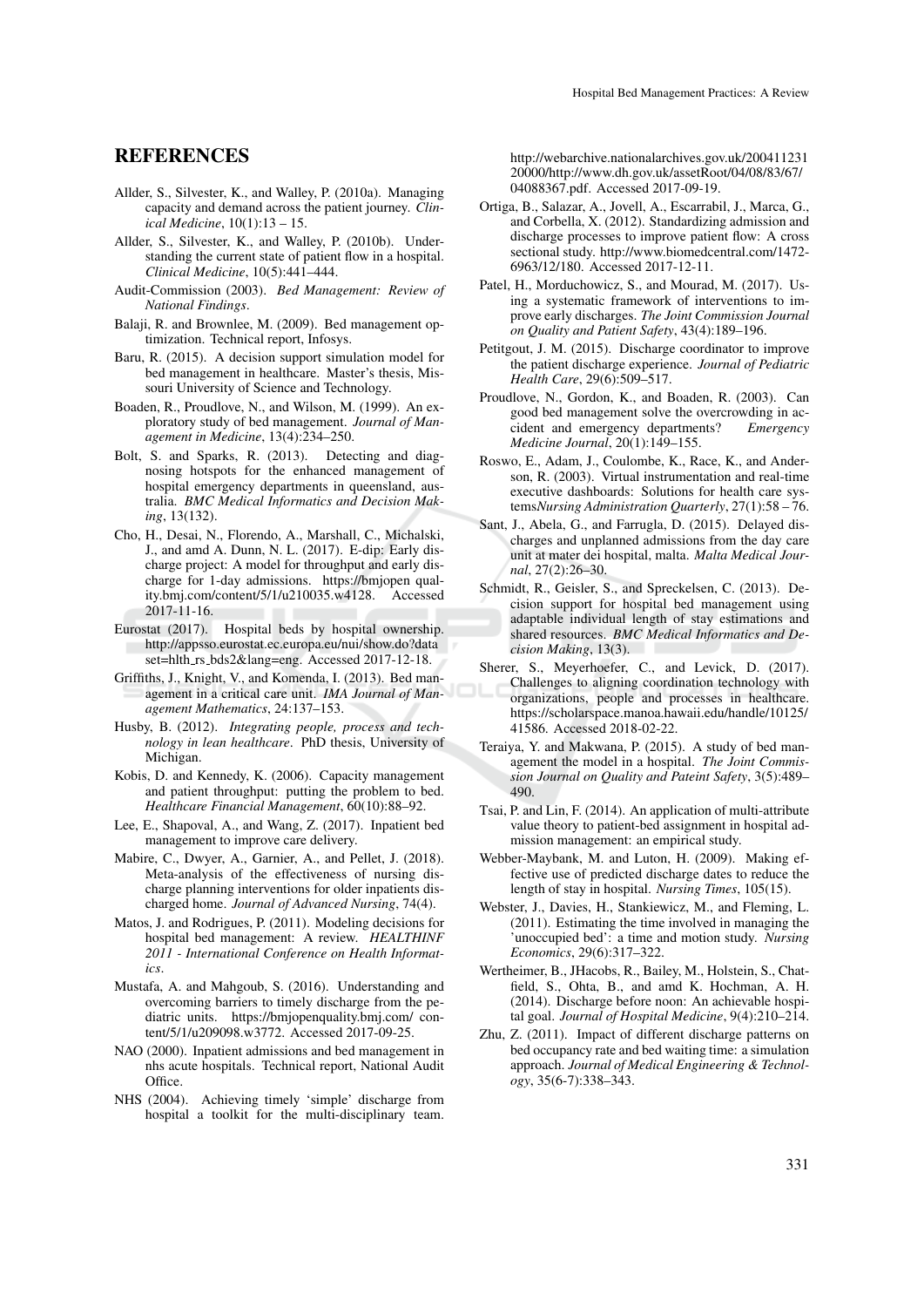# REFERENCES

Allder, S., Silvester, K., and Walley, P. (2010a). Managing capacity and demand across the patient journey. *Clinical Medicine*, 10(1):13 – 15.

Allder, S., Silvester, K., and Walley, P. (2010b). Understanding the current state of patient flow in a hospital. *Clinical Medicine*, 10(5):441–444.

Audit-Commission (2003). *Bed Management: Review of National Findings*.

Balaji, R. and Brownlee, M. (2009). Bed management optimization. Technical report, Infosys.

Baru, R. (2015). A decision support simulation model for bed management in healthcare. Master's thesis, Missouri University of Science and Technology.

Boaden, R., Proudlove, N., and Wilson, M. (1999). An exploratory study of bed management. *Journal of Management in Medicine*, 13(4):234–250.

Bolt, S. and Sparks, R. (2013). Detecting and diagnosing hotspots for the enhanced management of hospital emergency departments in queensland, australia. *BMC Medical Informatics and Decision Making*, 13(132).

Cho, H., Desai, N., Florendo, A., Marshall, C., Michalski, J., and amd A. Dunn, N. L. (2017). E-dip: Early discharge project: A model for throughput and early discharge for 1-day admissions. https://bmjopen quality.bmj.com/content/5/1/u210035.w4128. Accessed 2017-11-16.

Eurostat (2017). Hospital beds by hospital ownership. http://appsso.eurostat.ec.europa.eu/nui/show.do?dataset=hlth_rs_bds2&lang=eng. Accessed 2017-12-18.

Griffiths, J., Knight, V., and Komenda, I. (2013). Bed management in a critical care unit. *IMA Journal of Management Mathematics*, 24:137–153.

Husby, B. (2012). *Integrating people, process and technology in lean healthcare*. PhD thesis, University of Michigan.

Kobis, D. and Kennedy, K. (2006). Capacity management and patient throughput: putting the problem to bed. *Healthcare Financial Management*, 60(10):88–92.

Lee, E., Shapoval, A., and Wang, Z. (2017). Inpatient bed management to improve care delivery.

Mabire, C., Dwyer, A., Garnier, A., and Pellet, J. (2018). Meta-analysis of the effectiveness of nursing discharge planning interventions for older inpatients discharged home. *Journal of Advanced Nursing*, 74(4).

Matos, J. and Rodrigues, P. (2011). Modeling decisions for hospital bed management: A review. *HEALTHINF 2011 - International Conference on Health Informatics*.

Mustafa, A. and Mahgoub, S. (2016). Understanding and overcoming barriers to timely discharge from the pediatric units. https://bmjopenquality.bmj.com/ content/5/1/u209098.w3772. Accessed 2017-09-25.

NAO (2000). Inpatient admissions and bed management in nhs acute hospitals. Technical report, National Audit Office.

NHS (2004). Achieving timely 'simple' discharge from hospital a toolkit for the multi-disciplinary team. http://webarchive.nationalarchives.gov.uk/20041123120000/http://www.dh.gov.uk/assetRoot/04/08/83/67/04088367.pdf. Accessed 2017-09-19.

Ortiga, B., Salazar, A., Jovell, A., Escarrabil, J., Marca, G., and Corbella, X. (2012). Standardizing admission and discharge processes to improve patient flow: A cross sectional study. http://www.biomedcentral.com/1472-6963/12/180. Accessed 2017-12-11.

Patel, H., Morduchowicz, S., and Mourad, M. (2017). Using a systematic framework of interventions to improve early discharges. *The Joint Commission Journal on Quality and Patient Safety*, 43(4):189–196.

Petitgout, J. M. (2015). Discharge coordinator to improve the patient discharge experience. *Journal of Pediatric Health Care*, 29(6):509–517.

Proudlove, N., Gordon, K., and Boaden, R. (2003). Can good bed management solve the overcrowding in accident and emergency departments? *Emergency Medicine Journal*, 20(1):149–155.

Roswo, E., Adam, J., Coulombe, K., Race, K., and Anderson, R. (2003). Virtual instrumentation and real-time executive dashboards: Solutions for health care systems*Nursing Administration Quarterly*, 27(1):58 – 76.

Sant, J., Abela, G., and Farrugla, D. (2015). Delayed discharges and unplanned admissions from the day care unit at mater dei hospital, malta. *Malta Medical Journal*, 27(2):26–30.

Schmidt, R., Geisler, S., and Spreckelsen, C. (2013). Decision support for hospital bed management using adaptable individual length of stay estimations and shared resources. *BMC Medical Informatics and Decision Making*, 13(3).

Sherer, S., Meyerhoefer, C., and Levick, D. (2017). Challenges to aligning coordination technology with organizations, people and processes in healthcare. https://scholarspace.manoa.hawaii.edu/handle/10125/41586. Accessed 2018-02-22.

Teraiya, Y. and Makwana, P. (2015). A study of bed management the model in a hospital. *The Joint Commission Journal on Quality and Pateint Safety*, 3(5):489–490.

Tsai, P. and Lin, F. (2014). An application of multi-attribute value theory to patient-bed assignment in hospital admission management: an empirical study.

Webber-Maybank, M. and Luton, H. (2009). Making effective use of predicted discharge dates to reduce the length of stay in hospital. *Nursing Times*, 105(15).

Webster, J., Davies, H., Stankiewicz, M., and Fleming, L. (2011). Estimating the time involved in managing the 'unoccupied bed': a time and motion study. *Nursing Economics*, 29(6):317–322.

Wertheimer, B., JHacobs, R., Bailey, M., Holstein, S., Chatfield, S., Ohta, B., and amd K. Hochman, A. H. (2014). Discharge before noon: An achievable hospital goal. *Journal of Hospital Medicine*, 9(4):210–214.

Zhu, Z. (2011). Impact of different discharge patterns on bed occupancy rate and bed waiting time: a simulation approach. *Journal of Medical Engineering & Technology*, 35(6-7):338–343.